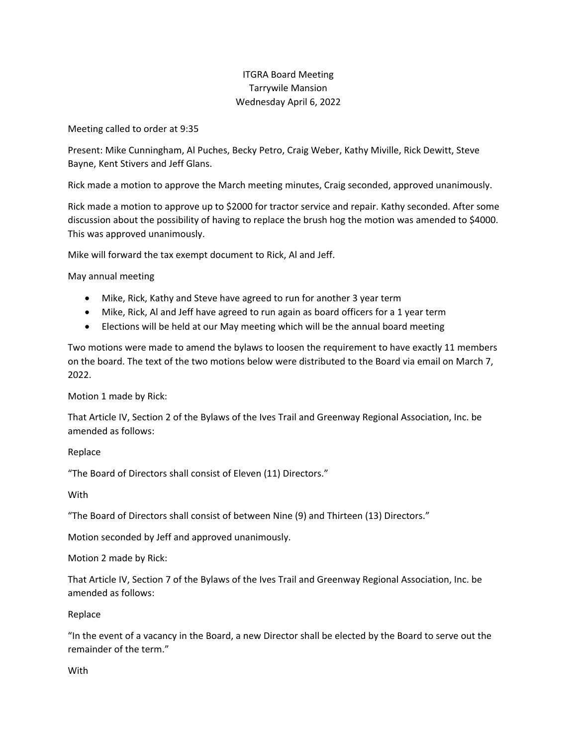ITGRA Board Meeting
Tarrywile Mansion
Wednesday April 6, 2022

Meeting called to order at 9:35

Present: Mike Cunningham, Al Puches, Becky Petro, Craig Weber, Kathy Miville, Rick Dewitt, Steve Bayne, Kent Stivers and Jeff Glans.

Rick made a motion to approve the March meeting minutes, Craig seconded, approved unanimously.

Rick made a motion to approve up to $2000 for tractor service and repair. Kathy seconded. After some discussion about the possibility of having to replace the brush hog the motion was amended to $4000. This was approved unanimously.

Mike will forward the tax exempt document to Rick, Al and Jeff.

May annual meeting

- Mike, Rick, Kathy and Steve have agreed to run for another 3 year term
- Mike, Rick, Al and Jeff have agreed to run again as board officers for a 1 year term
- Elections will be held at our May meeting which will be the annual board meeting

Two motions were made to amend the bylaws to loosen the requirement to have exactly 11 members on the board. The text of the two motions below were distributed to the Board via email on March 7, 2022.

Motion 1 made by Rick:

That Article IV, Section 2 of the Bylaws of the Ives Trail and Greenway Regional Association, Inc. be amended as follows:

Replace

"The Board of Directors shall consist of Eleven (11) Directors."

With

"The Board of Directors shall consist of between Nine (9) and Thirteen (13) Directors."

Motion seconded by Jeff and approved unanimously.

Motion 2 made by Rick:

That Article IV, Section 7 of the Bylaws of the Ives Trail and Greenway Regional Association, Inc. be amended as follows:

Replace

"In the event of a vacancy in the Board, a new Director shall be elected by the Board to serve out the remainder of the term."

With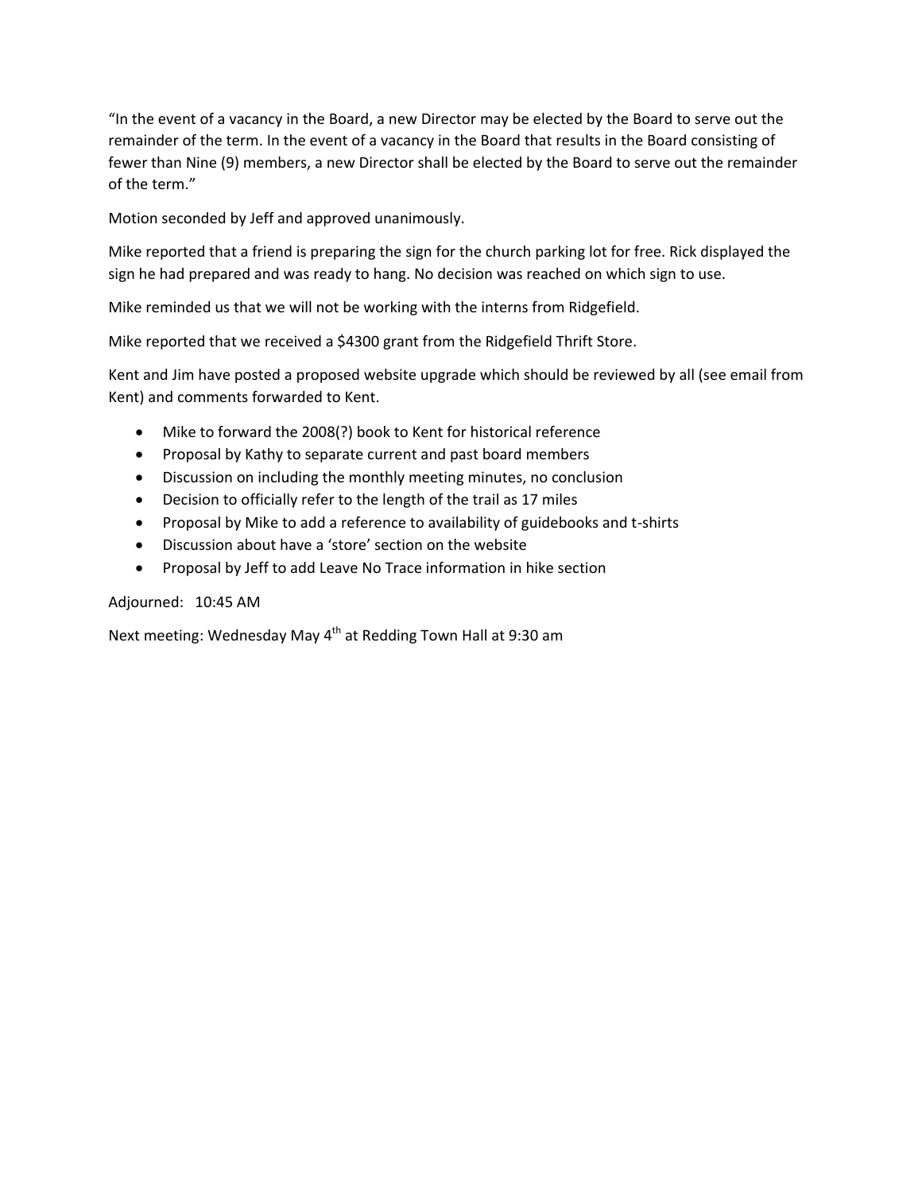"In the event of a vacancy in the Board, a new Director may be elected by the Board to serve out the remainder of the term. In the event of a vacancy in the Board that results in the Board consisting of fewer than Nine (9) members, a new Director shall be elected by the Board to serve out the remainder of the term."

Motion seconded by Jeff and approved unanimously.

Mike reported that a friend is preparing the sign for the church parking lot for free. Rick displayed the sign he had prepared and was ready to hang. No decision was reached on which sign to use.

Mike reminded us that we will not be working with the interns from Ridgefield.

Mike reported that we received a $4300 grant from the Ridgefield Thrift Store.

Kent and Jim have posted a proposed website upgrade which should be reviewed by all (see email from Kent) and comments forwarded to Kent.

- Mike to forward the 2008(?) book to Kent for historical reference
- Proposal by Kathy to separate current and past board members
- Discussion on including the monthly meeting minutes, no conclusion
- Decision to officially refer to the length of the trail as 17 miles
- Proposal by Mike to add a reference to availability of guidebooks and t-shirts
- Discussion about have a 'store' section on the website
- Proposal by Jeff to add Leave No Trace information in hike section

Adjourned: 10:45 AM

Next meeting: Wednesday May 4th at Redding Town Hall at 9:30 am